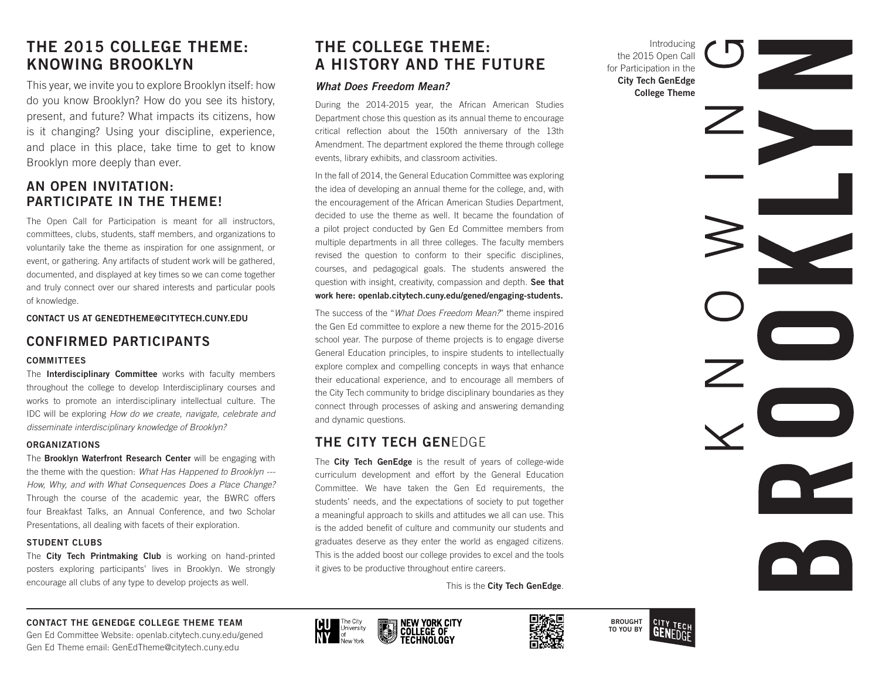# KNOWING BROOKLYN

Introducing the 2015 Open Call for Participation in the **City Tech GenEdge College Theme**

## THE 2015 COLLEGE THEME: KNOWING BROOKLYN

This year, we invite you to explore Brooklyn itself: how do you know Brooklyn? How do you see its history, present, and future? What impacts its citizens, how is it changing? Using your discipline, experience, and place in this place, take time to get to know Brooklyn more deeply than ever.

## AN OPEN INVITATION: PARTICIPATE IN THE THEME!

The Open Call for Participation is meant for all instructors, committees, clubs, students, staff members, and organizations to voluntarily take the theme as inspiration for one assignment, or event, or gathering. Any artifacts of student work will be gathered, documented, and displayed at key times so we can come together and truly connect over our shared interests and particular pools of knowledge.

**CONTACT US AT GENEDTHEME@CITYTECH.CUNY.EDU**

## CONFIRMED PARTICIPANTS

### COMMITTEES

The **Interdisciplinary Committee** works with faculty members throughout the college to develop Interdisciplinary courses and works to promote an interdisciplinary intellectual culture. The IDC will be exploring *How do we create, navigate, celebrate and disseminate interdisciplinary knowledge of Brooklyn?*

### ORGANIZATIONS

The **Brooklyn Waterfront Research Center** will be engaging with the theme with the question: *What Has Happened to Brooklyn --- How, Why, and with What Consequences Does a Place Change?* Through the course of the academic year, the BWRC offers four Breakfast Talks, an Annual Conference, and two Scholar Presentations, all dealing with facets of their exploration.

### STUDENT CLUBS

The **City Tech Printmaking Club** is working on hand-printed posters exploring participants' lives in Brooklyn. We strongly encourage all clubs of any type to develop projects as well.

## THE COLLEGE THEME: A HISTORY AND THE FUTURE

***What Does Freedom Mean?***

During the 2014-2015 year, the African American Studies Department chose this question as its annual theme to encourage critical reflection about the 150th anniversary of the 13th Amendment. The department explored the theme through college events, library exhibits, and classroom activities.

In the fall of 2014, the General Education Committee was exploring the idea of developing an annual theme for the college, and, with the encouragement of the African American Studies Department, decided to use the theme as well. It became the foundation of a pilot project conducted by Gen Ed Committee members from multiple departments in all three colleges. The faculty members revised the question to conform to their specific disciplines, courses, and pedagogical goals. The students answered the question with insight, creativity, compassion and depth. **See that work here: openlab.citytech.cuny.edu/gened/engaging-students.**

The success of the "*What Does Freedom Mean?*" theme inspired the Gen Ed committee to explore a new theme for the 2015-2016 school year. The purpose of theme projects is to engage diverse General Education principles, to inspire students to intellectually explore complex and compelling concepts in ways that enhance their educational experience, and to encourage all members of the City Tech community to bridge disciplinary boundaries as they connect through processes of asking and answering demanding and dynamic questions.

## THE CITY TECH GENEDGE

The **City Tech GenEdge** is the result of years of college-wide curriculum development and effort by the General Education Committee. We have taken the Gen Ed requirements, the students' needs, and the expectations of society to put together a meaningful approach to skills and attitudes we all can use. This is the added benefit of culture and community our students and graduates deserve as they enter the world as engaged citizens. This is the added boost our college provides to excel and the tools it gives to be productive throughout entire careers.

This is the **City Tech GenEdge**.

**CONTACT THE GENEDGE COLLEGE THEME TEAM**

Gen Ed Committee Website: openlab.citytech.cuny.edu/gened
Gen Ed Theme email: GenEdTheme@citytech.cuny.edu

CUNY The City University of New York — NEW YORK CITY COLLEGE OF TECHNOLOGY

BROUGHT TO YOU BY CITY TECH GENEDGE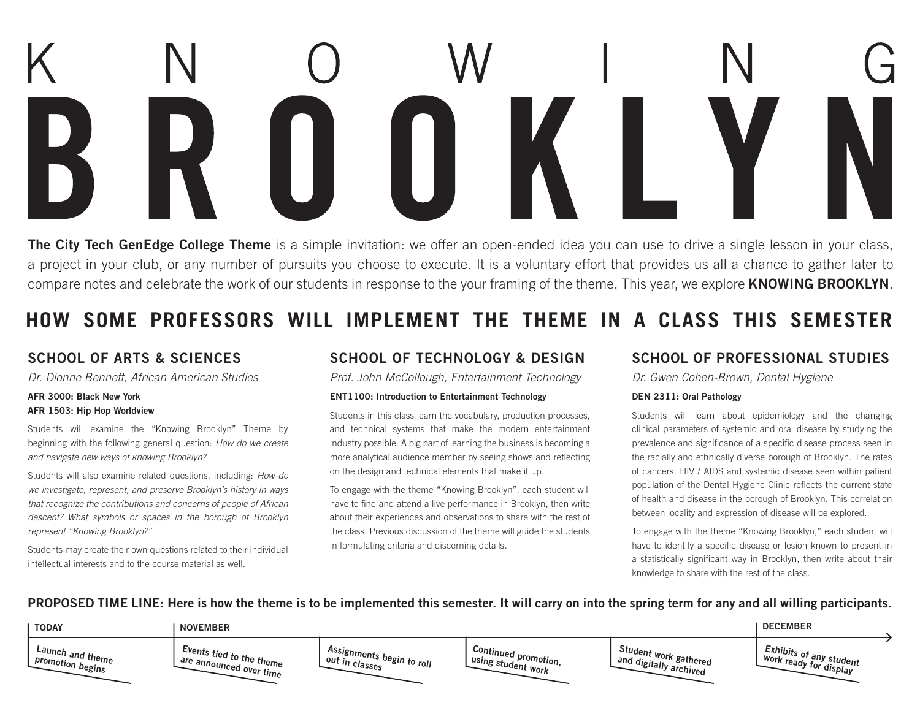# KNOWING BROOKLYN

**The City Tech GenEdge College Theme** is a simple invitation: we offer an open-ended idea you can use to drive a single lesson in your class, a project in your club, or any number of pursuits you choose to execute. It is a voluntary effort that provides us all a chance to gather later to compare notes and celebrate the work of our students in response to the your framing of the theme. This year, we explore **KNOWING BROOKLYN**.

## HOW SOME PROFESSORS WILL IMPLEMENT THE THEME IN A CLASS THIS SEMESTER

### SCHOOL OF ARTS & SCIENCES

*Dr. Dionne Bennett, African American Studies*

**AFR 3000: Black New York**
**AFR 1503: Hip Hop Worldview**

Students will examine the "Knowing Brooklyn" Theme by beginning with the following general question: *How do we create and navigate new ways of knowing Brooklyn?*

Students will also examine related questions, including: *How do we investigate, represent, and preserve Brooklyn's history in ways that recognize the contributions and concerns of people of African descent? What symbols or spaces in the borough of Brooklyn represent "Knowing Brooklyn?"*

Students may create their own questions related to their individual intellectual interests and to the course material as well.

### SCHOOL OF TECHNOLOGY & DESIGN

*Prof. John McCollough, Entertainment Technology*

**ENT1100: Introduction to Entertainment Technology**

Students in this class learn the vocabulary, production processes, and technical systems that make the modern entertainment industry possible. A big part of learning the business is becoming a more analytical audience member by seeing shows and reflecting on the design and technical elements that make it up.

To engage with the theme "Knowing Brooklyn", each student will have to find and attend a live performance in Brooklyn, then write about their experiences and observations to share with the rest of the class. Previous discussion of the theme will guide the students in formulating criteria and discerning details.

### SCHOOL OF PROFESSIONAL STUDIES

*Dr. Gwen Cohen-Brown, Dental Hygiene*

**DEN 2311: Oral Pathology**

Students will learn about epidemiology and the changing clinical parameters of systemic and oral disease by studying the prevalence and significance of a specific disease process seen in the racially and ethnically diverse borough of Brooklyn. The rates of cancers, HIV / AIDS and systemic disease seen within patient population of the Dental Hygiene Clinic reflects the current state of health and disease in the borough of Brooklyn. This correlation between locality and expression of disease will be explored.

To engage with the theme "Knowing Brooklyn," each student will have to identify a specific disease or lesion known to present in a statistically significant way in Brooklyn, then write about their knowledge to share with the rest of the class.

**PROPOSED TIME LINE: Here is how the theme is to be implemented this semester. It will carry on into the spring term for any and all willing participants.**

- **TODAY**
  - Launch and theme promotion begins
- **NOVEMBER**
  - Events tied to the theme are announced over time
  - Assignments begin to roll out in classes
  - Continued promotion, using student work
  - Student work gathered and digitally archived
- **DECEMBER**
  - Exhibits of any student work ready for display